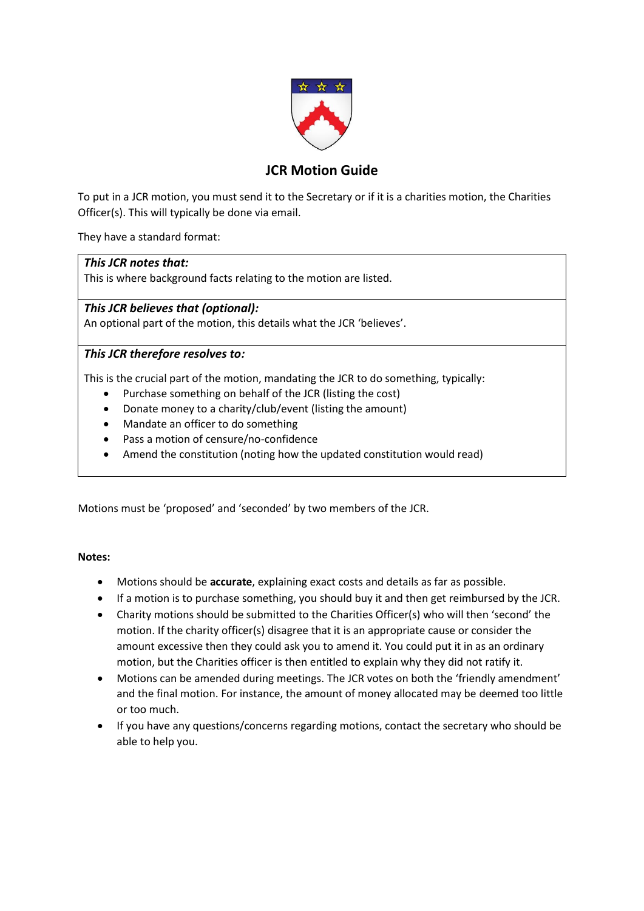# JCR Motion Guide

To put in a JCR motion, you must send it to the Secretary or if it is a charities motion, the Charities Officer(s). This will typically be done via email.

They have a standard format:

| ***This JCR notes that:*** <br> This is where background facts relating to the motion are listed. |
|---|
| ***This JCR believes that (optional):*** <br> An optional part of the motion, this details what the JCR 'believes'. |
| ***This JCR therefore resolves to:*** <br> This is the crucial part of the motion, mandating the JCR to do something, typically: <br> • Purchase something on behalf of the JCR (listing the cost) <br> • Donate money to a charity/club/event (listing the amount) <br> • Mandate an officer to do something <br> • Pass a motion of censure/no-confidence <br> • Amend the constitution (noting how the updated constitution would read) |

Motions must be 'proposed' and 'seconded' by two members of the JCR.

**Notes:**

- Motions should be **accurate**, explaining exact costs and details as far as possible.
- If a motion is to purchase something, you should buy it and then get reimbursed by the JCR.
- Charity motions should be submitted to the Charities Officer(s) who will then 'second' the motion. If the charity officer(s) disagree that it is an appropriate cause or consider the amount excessive then they could ask you to amend it. You could put it in as an ordinary motion, but the Charities officer is then entitled to explain why they did not ratify it.
- Motions can be amended during meetings. The JCR votes on both the 'friendly amendment' and the final motion. For instance, the amount of money allocated may be deemed too little or too much.
- If you have any questions/concerns regarding motions, contact the secretary who should be able to help you.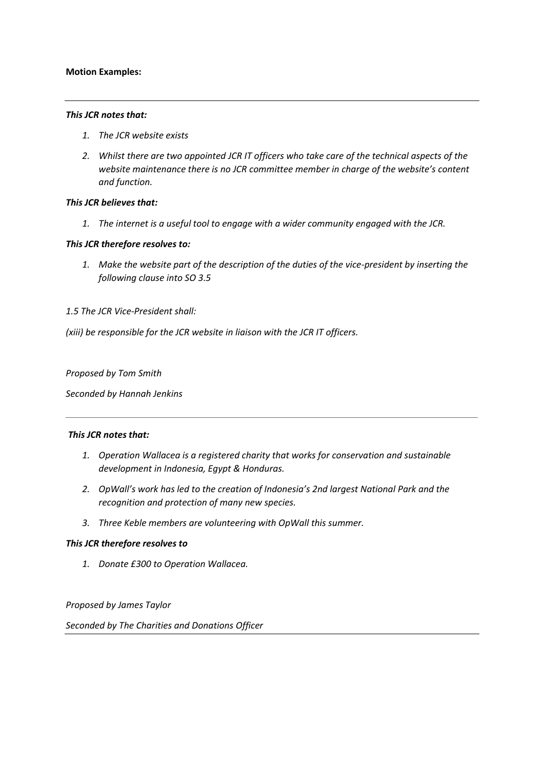**Motion Examples:**

---

***This JCR notes that:***

1. *The JCR website exists*
2. *Whilst there are two appointed JCR IT officers who take care of the technical aspects of the website maintenance there is no JCR committee member in charge of the website's content and function.*

***This JCR believes that:***

1. *The internet is a useful tool to engage with a wider community engaged with the JCR.*

***This JCR therefore resolves to:***

1. *Make the website part of the description of the duties of the vice-president by inserting the following clause into SO 3.5*

*1.5 The JCR Vice-President shall:*

*(xiii) be responsible for the JCR website in liaison with the JCR IT officers.*

*Proposed by Tom Smith*

*Seconded by Hannah Jenkins*

---

***This JCR notes that:***

1. *Operation Wallacea is a registered charity that works for conservation and sustainable development in Indonesia, Egypt & Honduras.*
2. *OpWall's work has led to the creation of Indonesia's 2nd largest National Park and the recognition and protection of many new species.*
3. *Three Keble members are volunteering with OpWall this summer.*

***This JCR therefore resolves to***

1. *Donate £300 to Operation Wallacea.*

*Proposed by James Taylor*

*Seconded by The Charities and Donations Officer*

---